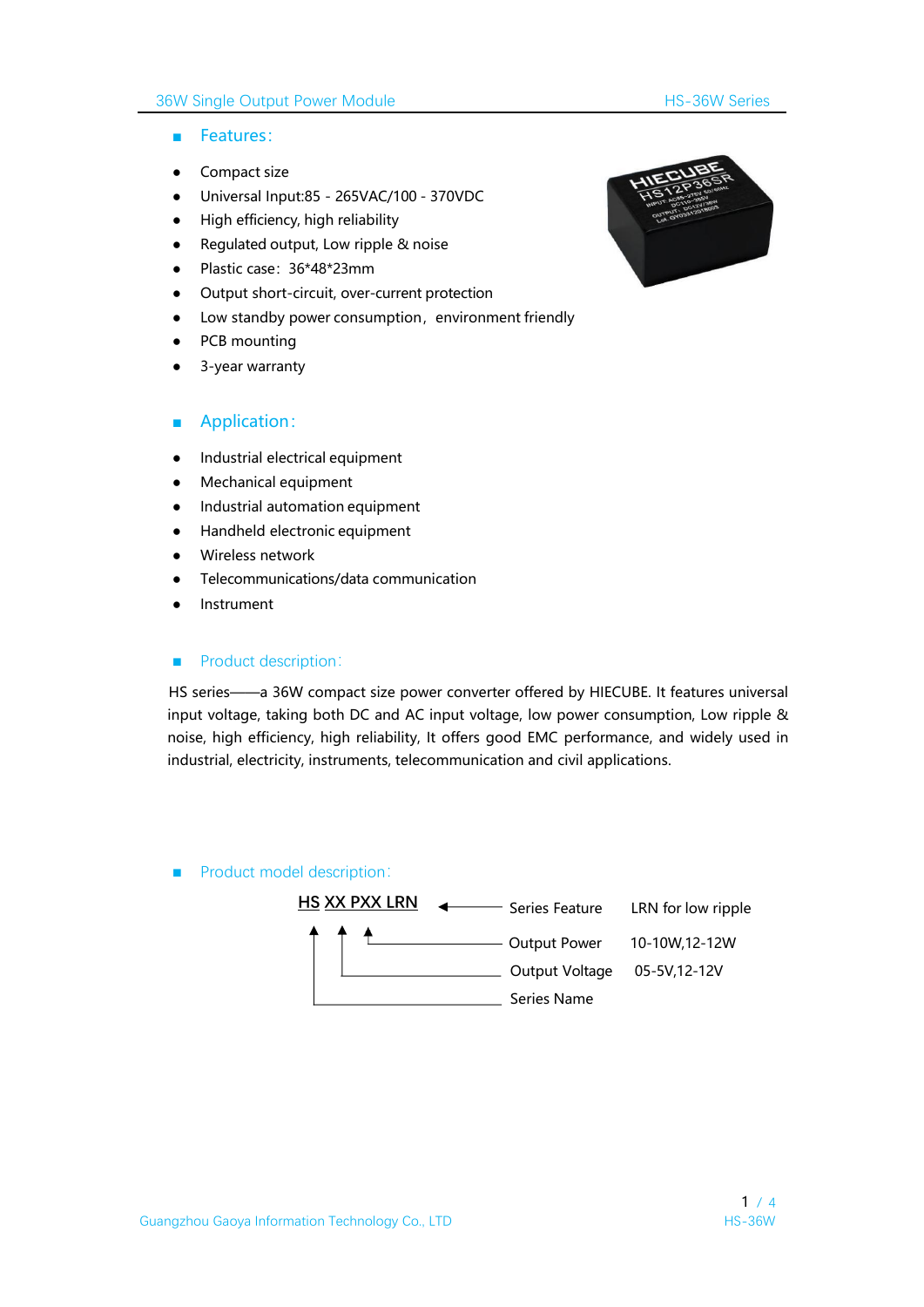## Features:

- Compact size
- Universal Input:85 - 265VAC/100 - 370VDC
- High efficiency, high reliability
- Regulated output, Low ripple & noise
- Plastic case：36*48*23mm
- Output short-circuit, over-current protection
- Low standby power consumption，environment friendly
- PCB mounting
- 3-year warranty

## Application:

- Industrial electrical equipment
- Mechanical equipment
- Industrial automation equipment
- Handheld electronic equipment
- Wireless network
- Telecommunications/data communication
- Instrument

## Product description:

HS series——a 36W compact size power converter offered by HIECUBE. It features universal input voltage, taking both DC and AC input voltage, low power consumption, Low ripple & noise, high efficiency, high reliability, It offers good EMC performance, and widely used in industrial, electricity, instruments, telecommunication and civil applications.

## Product model description:

**HS XX PXX LRN**

| Field | Description | Example |
|---|---|---|
| LRN | Series Feature | LRN for low ripple |
| PXX | Output Power | 10-10W,12-12W |
| XX | Output Voltage | 05-5V,12-12V |
| HS | Series Name | |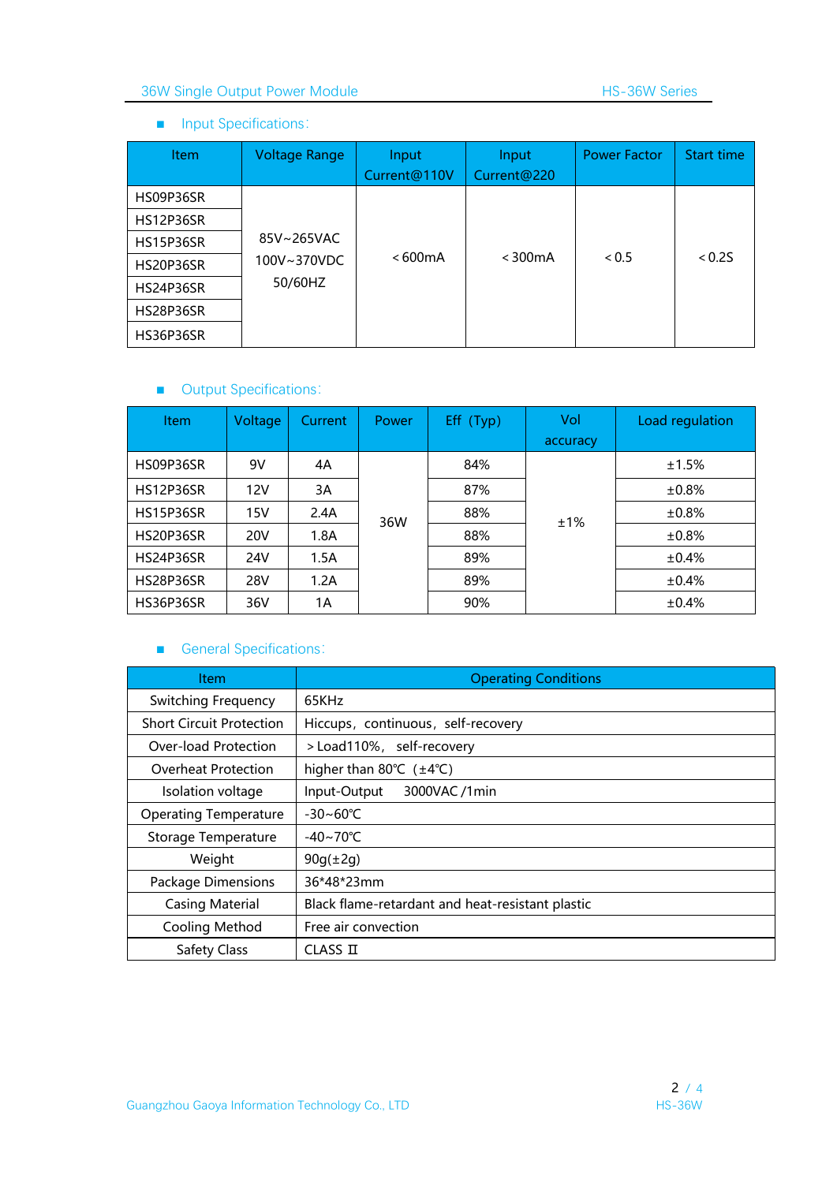- Input Specifications:

| Item | Voltage Range | Input Current@110V | Input Current@220 | Power Factor | Start time |
|---|---|---|---|---|---|
| HS09P36SR | 85V~265VAC 100V~370VDC 50/60HZ | ＜600mA | ＜300mA | ＜0.5 | ＜0.2S |
| HS12P36SR | | | | | |
| HS15P36SR | | | | | |
| HS20P36SR | | | | | |
| HS24P36SR | | | | | |
| HS28P36SR | | | | | |
| HS36P36SR | | | | | |

- Output Specifications:

| Item | Voltage | Current | Power | Eff（Typ) | Vol accuracy | Load regulation |
|---|---|---|---|---|---|---|
| HS09P36SR | 9V | 4A | 36W | 84% | ±1% | ±1.5% |
| HS12P36SR | 12V | 3A | | 87% | | ±0.8% |
| HS15P36SR | 15V | 2.4A | | 88% | | ±0.8% |
| HS20P36SR | 20V | 1.8A | | 88% | | ±0.8% |
| HS24P36SR | 24V | 1.5A | | 89% | | ±0.4% |
| HS28P36SR | 28V | 1.2A | | 89% | | ±0.4% |
| HS36P36SR | 36V | 1A | | 90% | | ±0.4% |

- General Specifications:

| Item | Operating Conditions |
|---|---|
| Switching Frequency | 65KHz |
| Short Circuit Protection | Hiccups，continuous，self-recovery |
| Over-load Protection | ＞Load110%， self-recovery |
| Overheat Protection | higher than 80℃（±4℃) |
| Isolation voltage | Input-Output 3000VAC /1min |
| Operating Temperature | -30~60℃ |
| Storage Temperature | -40~70℃ |
| Weight | 90g(±2g) |
| Package Dimensions | 36*48*23mm |
| Casing Material | Black flame-retardant and heat-resistant plastic |
| Cooling Method | Free air convection |
| Safety Class | CLASS Ⅱ |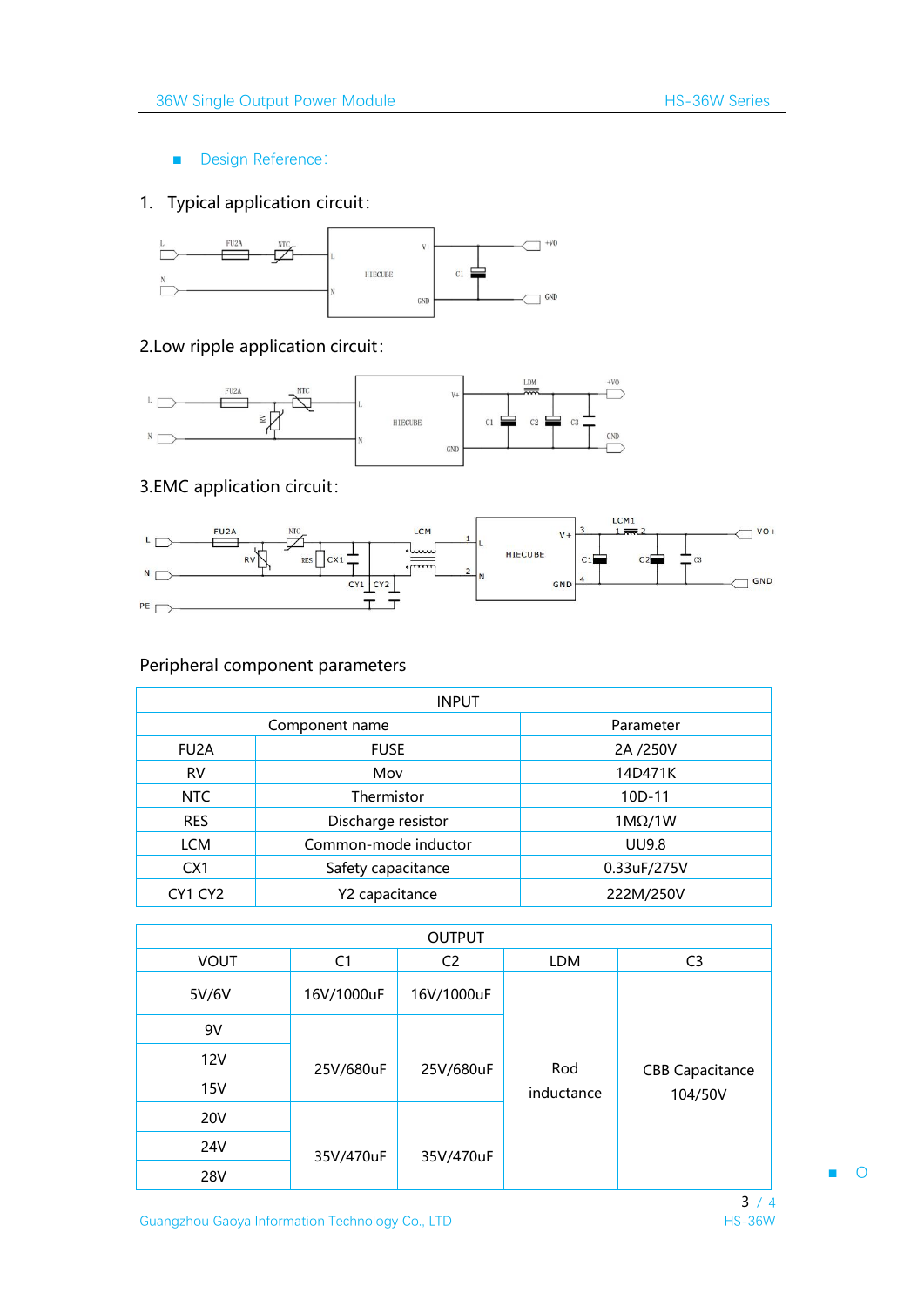■ Design Reference:

1. Typical application circuit:

2.Low ripple application circuit:

3.EMC application circuit:

Peripheral component parameters

| INPUT | | |
|---|---|---|
| Component name | | Parameter |
| FU2A | FUSE | 2A /250V |
| RV | Mov | 14D471K |
| NTC | Thermistor | 10D-11 |
| RES | Discharge resistor | 1MΩ/1W |
| LCM | Common-mode inductor | UU9.8 |
| CX1 | Safety capacitance | 0.33uF/275V |
| CY1 CY2 | Y2 capacitance | 222M/250V |

| OUTPUT | | | | |
|---|---|---|---|---|
| VOUT | C1 | C2 | LDM | C3 |
| 5V/6V | 16V/1000uF | 16V/1000uF | Rod inductance | CBB Capacitance 104/50V |
| 9V | 25V/680uF | 25V/680uF | | |
| 12V | | | | |
| 15V | | | | |
| 20V | 35V/470uF | 35V/470uF | | |
| 24V | | | | |
| 28V | | | | |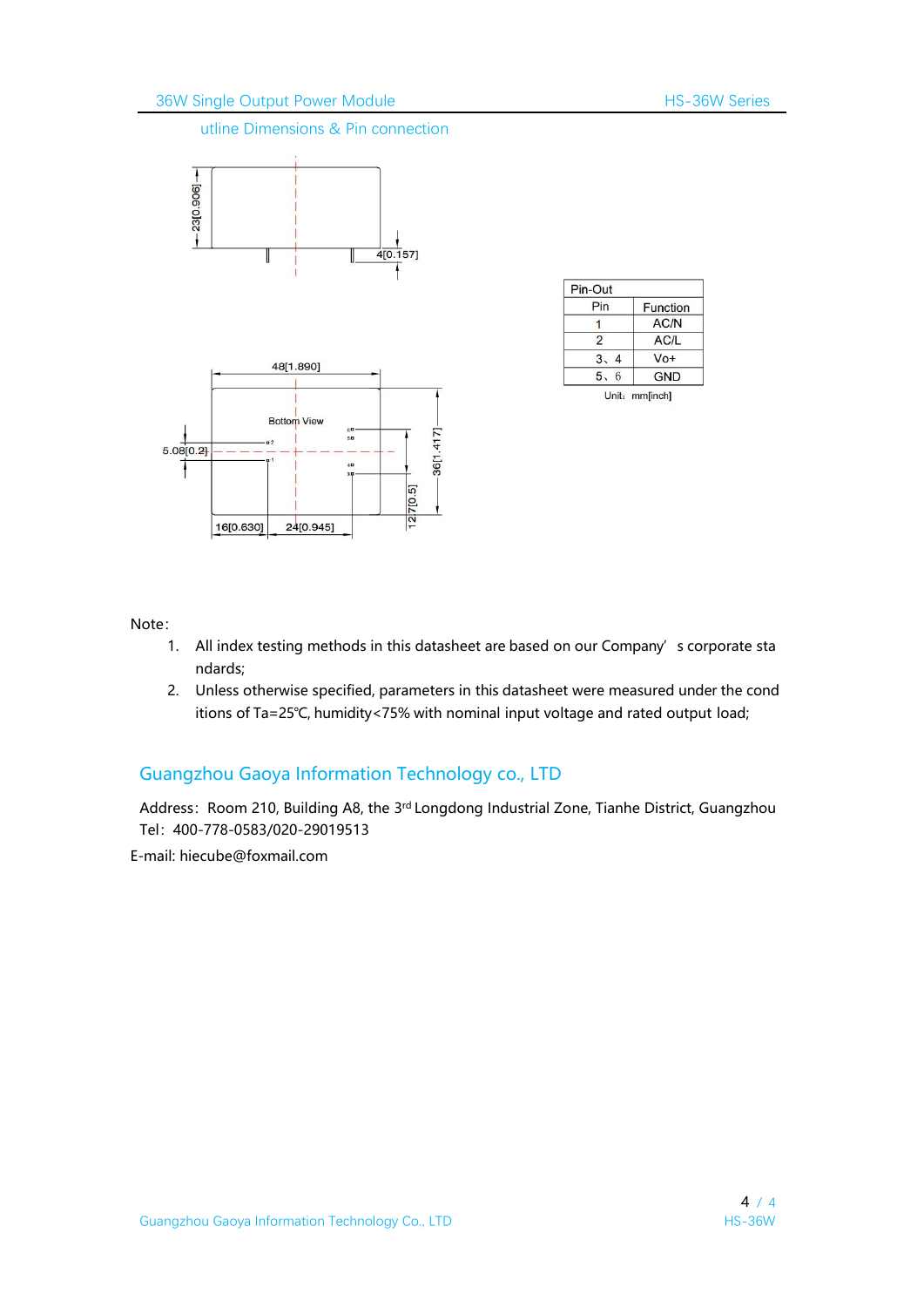## utline Dimensions & Pin connection

23[0.906]

4[0.157]

48[1.890]

Bottom View

5.08[0.2]

36[1.417]

12.7[0.5]

16[0.630]

24[0.945]

| Pin-Out | |
|---|---|
| Pin | Function |
| 1 | AC/N |
| 2 | AC/L |
| 3、4 | Vo+ |
| 5、6 | GND |

Unit：mm[inch]

Note：

1. All index testing methods in this datasheet are based on our Company' s corporate standards;
2. Unless otherwise specified, parameters in this datasheet were measured under the conditions of Ta=25℃, humidity<75% with nominal input voltage and rated output load;

## Guangzhou Gaoya Information Technology co., LTD

Address：Room 210, Building A8, the 3rd Longdong Industrial Zone, Tianhe District, Guangzhou
Tel：400-778-0583/020-29019513

E-mail: hiecube@foxmail.com